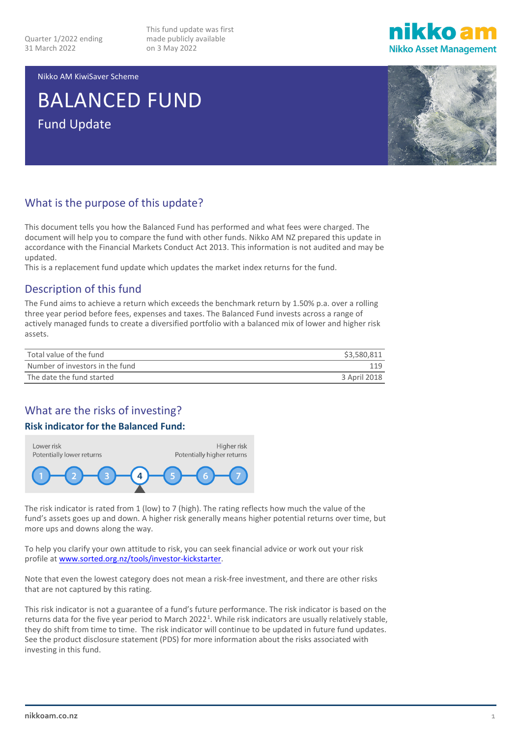Quarter 1/2022 ending 31 March 2022

This fund update was first made publicly available on 3 May 2022

Nikko AM KiwiSaver Scheme

# BALANCED FUND

Fund Update

## What is the purpose of this update?

This document tells you how the Balanced Fund has performed and what fees were charged. The document will help you to compare the fund with other funds. Nikko AM NZ prepared this update in accordance with the Financial Markets Conduct Act 2013. This information is not audited and may be updated.
This is a replacement fund update which updates the market index returns for the fund.

## Description of this fund

The Fund aims to achieve a return which exceeds the benchmark return by 1.50% p.a. over a rolling three year period before fees, expenses and taxes. The Balanced Fund invests across a range of actively managed funds to create a diversified portfolio with a balanced mix of lower and higher risk assets.

| | |
|---|---|
| Total value of the fund | $3,580,811 |
| Number of investors in the fund | 119 |
| The date the fund started | 3 April 2018 |

## What are the risks of investing?

### Risk indicator for the Balanced Fund:

Lower risk
Potentially lower returns

Higher risk
Potentially higher returns

1 2 3 **4** 5 6 7

The risk indicator is rated from 1 (low) to 7 (high). The rating reflects how much the value of the fund's assets goes up and down. A higher risk generally means higher potential returns over time, but more ups and downs along the way.

To help you clarify your own attitude to risk, you can seek financial advice or work out your risk profile at www.sorted.org.nz/tools/investor-kickstarter.

Note that even the lowest category does not mean a risk-free investment, and there are other risks that are not captured by this rating.

This risk indicator is not a guarantee of a fund's future performance. The risk indicator is based on the returns data for the five year period to March 2022[1]. While risk indicators are usually relatively stable, they do shift from time to time. The risk indicator will continue to be updated in future fund updates. See the product disclosure statement (PDS) for more information about the risks associated with investing in this fund.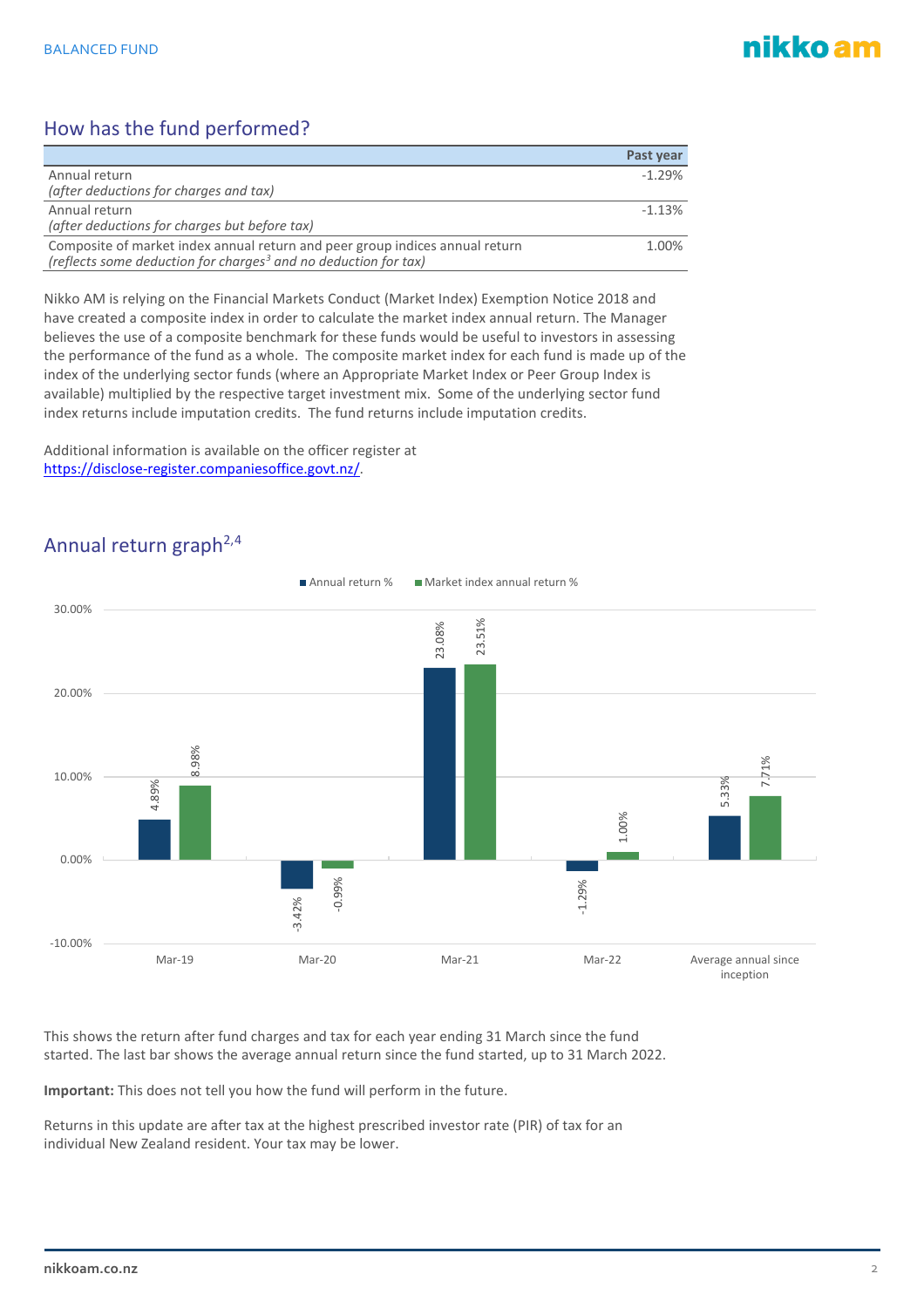## How has the fund performed?

| | Past year |
|---|---|
| Annual return<br>*(after deductions for charges and tax)* | -1.29% |
| Annual return<br>*(after deductions for charges but before tax)* | -1.13% |
| Composite of market index annual return and peer group indices annual return<br>*(reflects some deduction for charges[3] and no deduction for tax)* | 1.00% |

Nikko AM is relying on the Financial Markets Conduct (Market Index) Exemption Notice 2018 and have created a composite index in order to calculate the market index annual return. The Manager believes the use of a composite benchmark for these funds would be useful to investors in assessing the performance of the fund as a whole. The composite market index for each fund is made up of the index of the underlying sector funds (where an Appropriate Market Index or Peer Group Index is available) multiplied by the respective target investment mix. Some of the underlying sector fund index returns include imputation credits. The fund returns include imputation credits.

Additional information is available on the officer register at https://disclose-register.companiesoffice.govt.nz/.

## Annual return graph[2,4]

| | Annual return % | Market index annual return % |
|---|---|---|
| Mar-19 | 4.89% | 8.98% |
| Mar-20 | -3.42% | -0.99% |
| Mar-21 | 23.08% | 23.51% |
| Mar-22 | -1.29% | 1.00% |
| Average annual since inception | 5.33% | 7.71% |

This shows the return after fund charges and tax for each year ending 31 March since the fund started. The last bar shows the average annual return since the fund started, up to 31 March 2022.

**Important:** This does not tell you how the fund will perform in the future.

Returns in this update are after tax at the highest prescribed investor rate (PIR) of tax for an individual New Zealand resident. Your tax may be lower.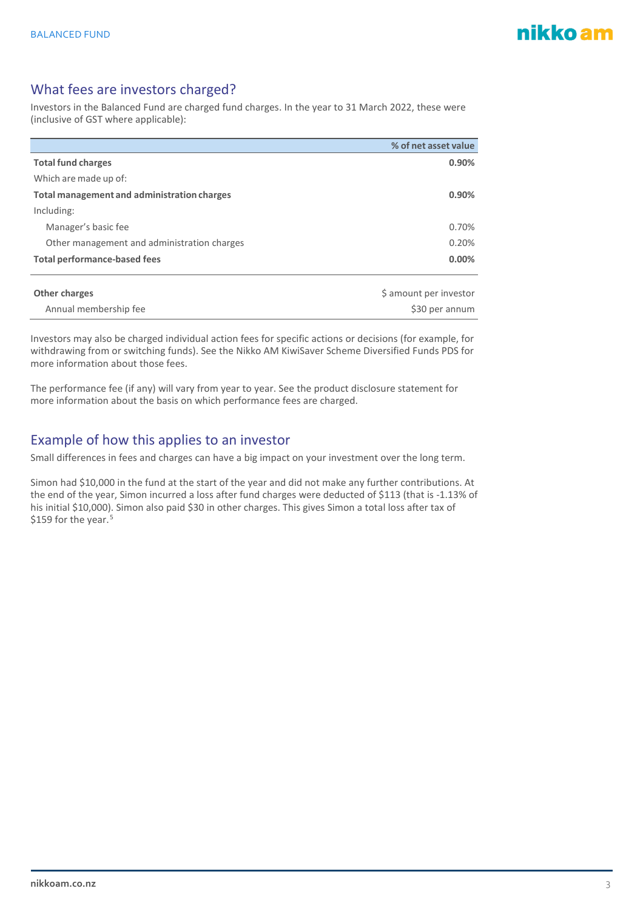## What fees are investors charged?

Investors in the Balanced Fund are charged fund charges. In the year to 31 March 2022, these were (inclusive of GST where applicable):

| | % of net asset value |
|---|---|
| **Total fund charges** | **0.90%** |
| Which are made up of: | |
| **Total management and administration charges** | **0.90%** |
| Including: | |
| Manager's basic fee | 0.70% |
| Other management and administration charges | 0.20% |
| **Total performance-based fees** | **0.00%** |

| **Other charges** | $ amount per investor |
|---|---|
| Annual membership fee | $30 per annum |

Investors may also be charged individual action fees for specific actions or decisions (for example, for withdrawing from or switching funds). See the Nikko AM KiwiSaver Scheme Diversified Funds PDS for more information about those fees.

The performance fee (if any) will vary from year to year. See the product disclosure statement for more information about the basis on which performance fees are charged.

## Example of how this applies to an investor

Small differences in fees and charges can have a big impact on your investment over the long term.

Simon had $10,000 in the fund at the start of the year and did not make any further contributions. At the end of the year, Simon incurred a loss after fund charges were deducted of $113 (that is -1.13% of his initial $10,000). Simon also paid $30 in other charges. This gives Simon a total loss after tax of $159 for the year.[5]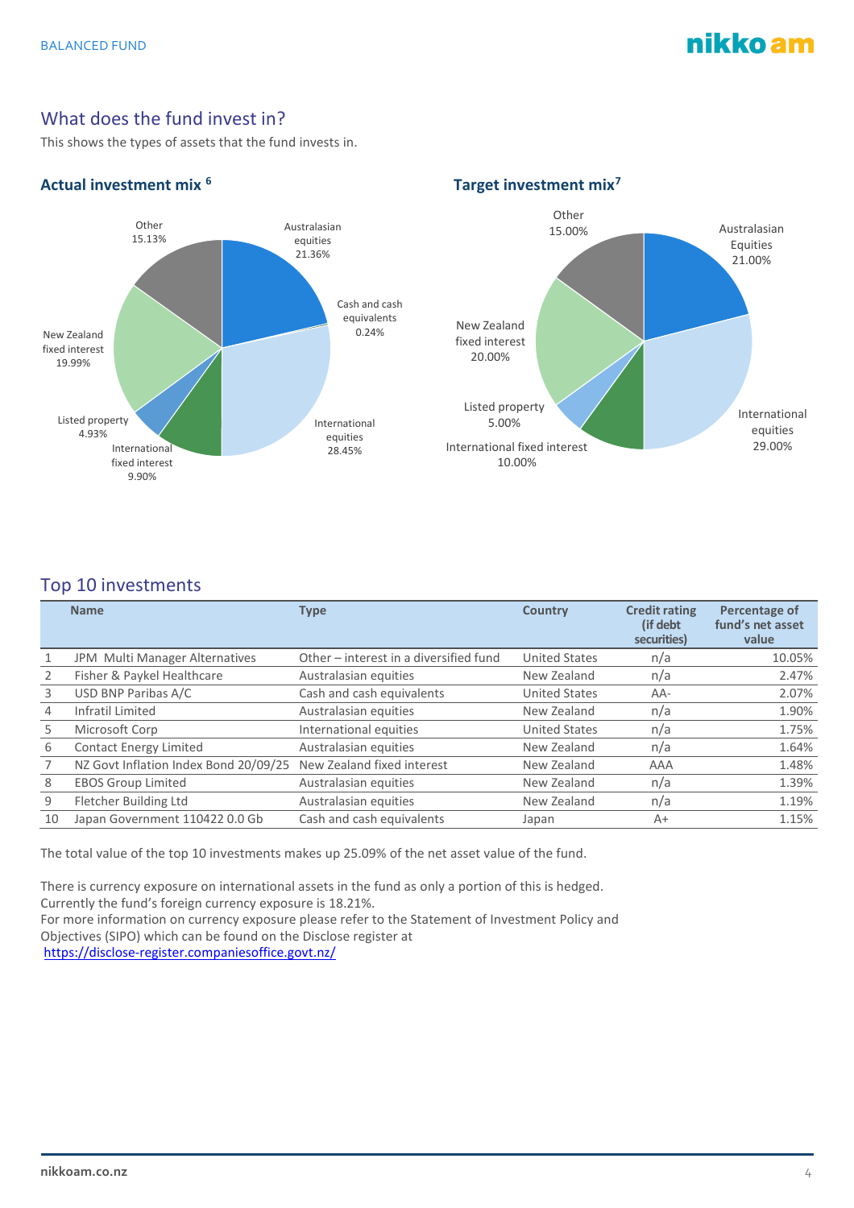## What does the fund invest in?

This shows the types of assets that the fund invests in.

### Actual investment mix [6]

- Australasian equities 21.36%
- Cash and cash equivalents 0.24%
- International equities 28.45%
- International fixed interest 9.90%
- Listed property 4.93%
- New Zealand fixed interest 19.99%
- Other 15.13%

### Target investment mix[7]

- Australasian Equities 21.00%
- International equities 29.00%
- International fixed interest 10.00%
- Listed property 5.00%
- New Zealand fixed interest 20.00%
- Other 15.00%

## Top 10 investments

| | Name | Type | Country | Credit rating (if debt securities) | Percentage of fund's net asset value |
|---|---|---|---|---|---|
| 1 | JPM Multi Manager Alternatives | Other – interest in a diversified fund | United States | n/a | 10.05% |
| 2 | Fisher & Paykel Healthcare | Australasian equities | New Zealand | n/a | 2.47% |
| 3 | USD BNP Paribas A/C | Cash and cash equivalents | United States | AA- | 2.07% |
| 4 | Infratil Limited | Australasian equities | New Zealand | n/a | 1.90% |
| 5 | Microsoft Corp | International equities | United States | n/a | 1.75% |
| 6 | Contact Energy Limited | Australasian equities | New Zealand | n/a | 1.64% |
| 7 | NZ Govt Inflation Index Bond 20/09/25 | New Zealand fixed interest | New Zealand | AAA | 1.48% |
| 8 | EBOS Group Limited | Australasian equities | New Zealand | n/a | 1.39% |
| 9 | Fletcher Building Ltd | Australasian equities | New Zealand | n/a | 1.19% |
| 10 | Japan Government 110422 0.0 Gb | Cash and cash equivalents | Japan | A+ | 1.15% |

The total value of the top 10 investments makes up 25.09% of the net asset value of the fund.

There is currency exposure on international assets in the fund as only a portion of this is hedged. Currently the fund's foreign currency exposure is 18.21%.
For more information on currency exposure please refer to the Statement of Investment Policy and Objectives (SIPO) which can be found on the Disclose register at
https://disclose-register.companiesoffice.govt.nz/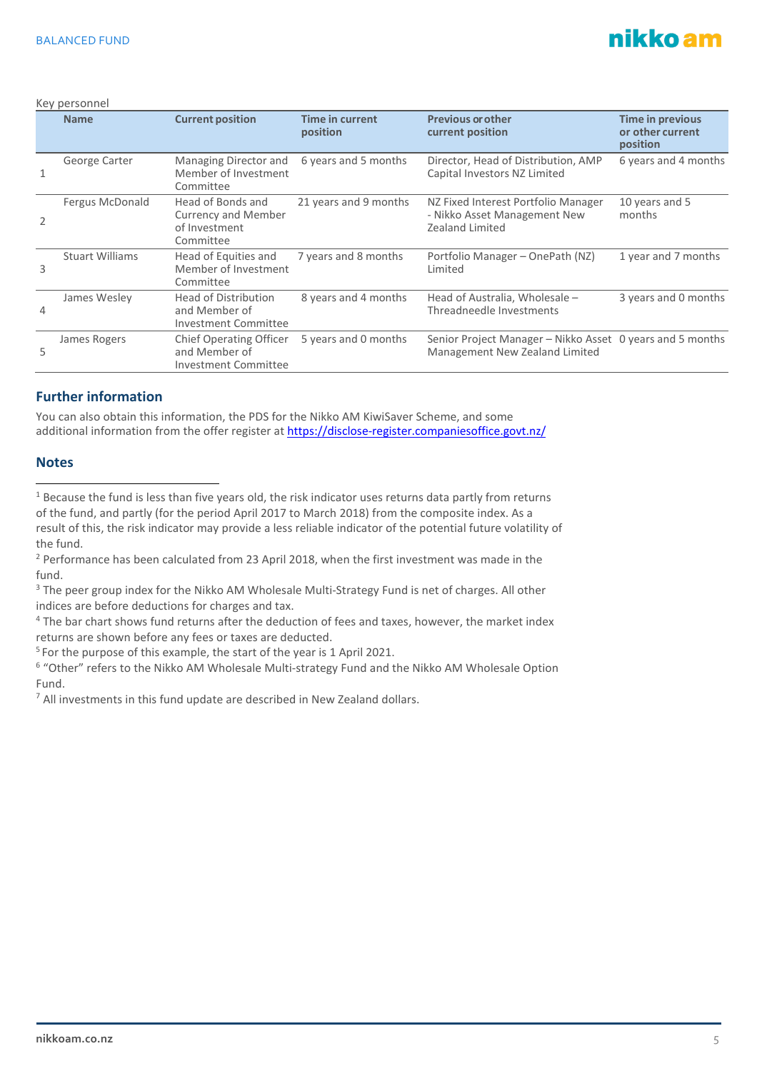Key personnel

| | Name | Current position | Time in current position | Previous or other current position | Time in previous or other current position |
|---|---|---|---|---|---|
| 1 | George Carter | Managing Director and Member of Investment Committee | 6 years and 5 months | Director, Head of Distribution, AMP Capital Investors NZ Limited | 6 years and 4 months |
| 2 | Fergus McDonald | Head of Bonds and Currency and Member of Investment Committee | 21 years and 9 months | NZ Fixed Interest Portfolio Manager - Nikko Asset Management New Zealand Limited | 10 years and 5 months |
| 3 | Stuart Williams | Head of Equities and Member of Investment Committee | 7 years and 8 months | Portfolio Manager – OnePath (NZ) Limited | 1 year and 7 months |
| 4 | James Wesley | Head of Distribution and Member of Investment Committee | 8 years and 4 months | Head of Australia, Wholesale – Threadneedle Investments | 3 years and 0 months |
| 5 | James Rogers | Chief Operating Officer and Member of Investment Committee | 5 years and 0 months | Senior Project Manager – Nikko Asset Management New Zealand Limited | 0 years and 5 months |

## Further information

You can also obtain this information, the PDS for the Nikko AM KiwiSaver Scheme, and some additional information from the offer register at https://disclose-register.companiesoffice.govt.nz/

## Notes

[1] Because the fund is less than five years old, the risk indicator uses returns data partly from returns of the fund, and partly (for the period April 2017 to March 2018) from the composite index. As a result of this, the risk indicator may provide a less reliable indicator of the potential future volatility of the fund.

[2] Performance has been calculated from 23 April 2018, when the first investment was made in the fund.

[3] The peer group index for the Nikko AM Wholesale Multi-Strategy Fund is net of charges. All other indices are before deductions for charges and tax.

[4] The bar chart shows fund returns after the deduction of fees and taxes, however, the market index returns are shown before any fees or taxes are deducted.

[5] For the purpose of this example, the start of the year is 1 April 2021.

[6] "Other" refers to the Nikko AM Wholesale Multi-strategy Fund and the Nikko AM Wholesale Option Fund.

[7] All investments in this fund update are described in New Zealand dollars.